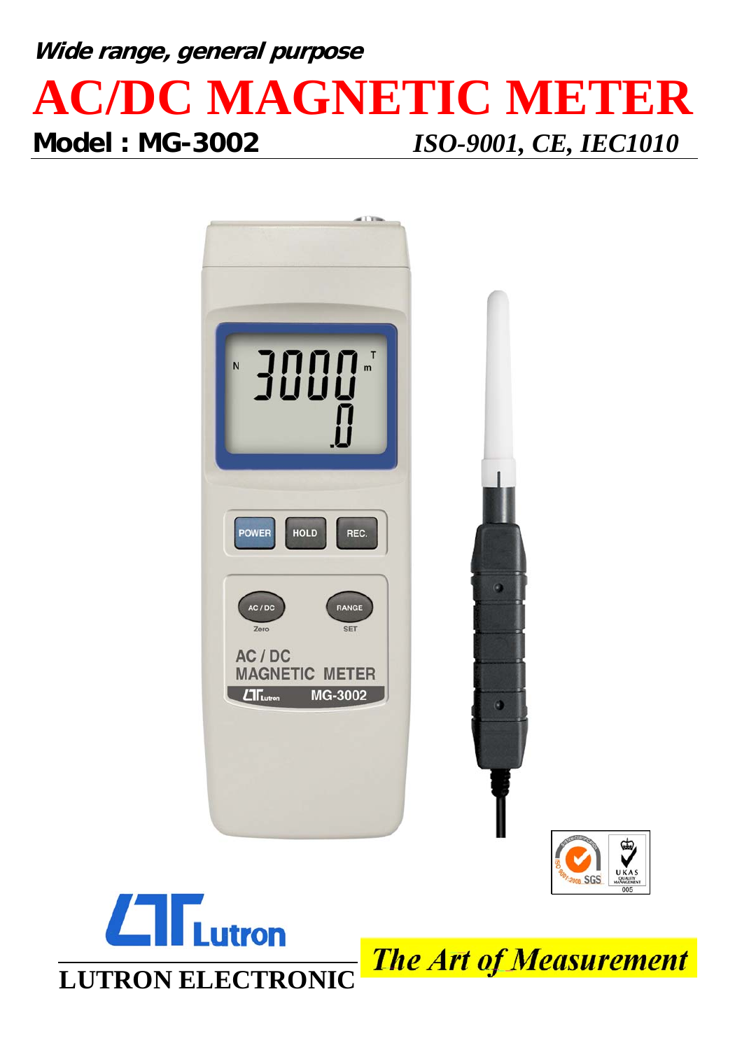***Wide range, general purpose***

# AC/DC MAGNETIC METER

**Model : MG-3002** *ISO-9001, CE, IEC1010*

LUTRON ELECTRONIC

*The Art of Measurement*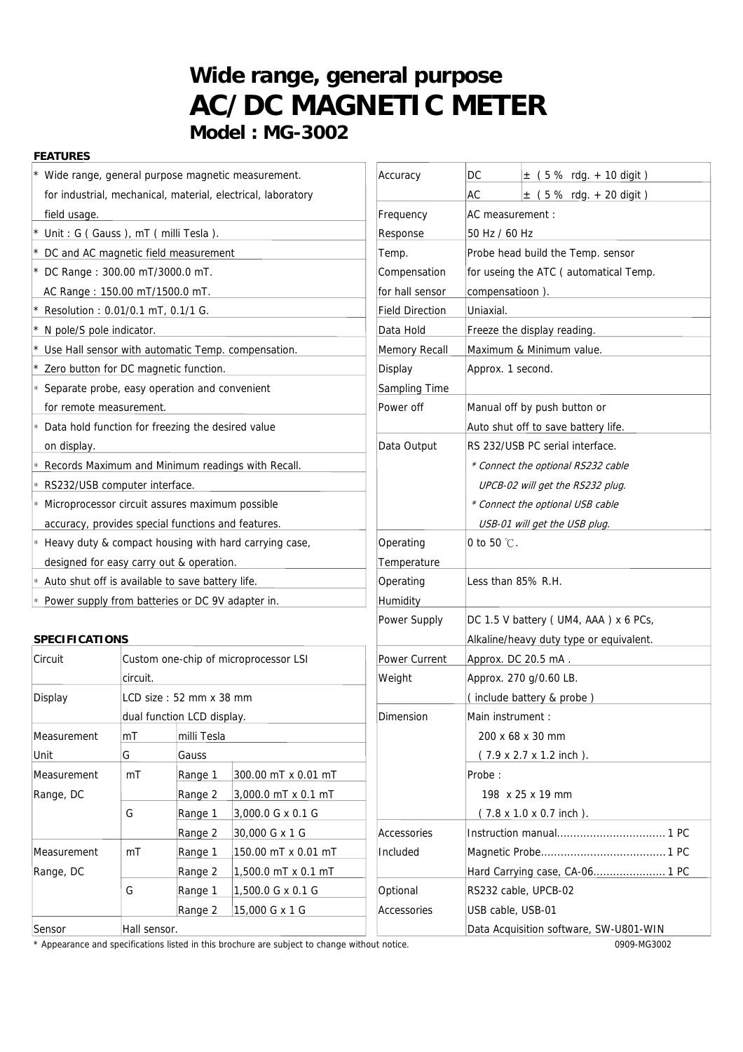# Wide range, general purpose
# AC/DC MAGNETIC METER
## Model : MG-3002

**FEATURES**

* Wide range, general purpose magnetic measurement. for industrial, mechanical, material, electrical, laboratory field usage.
* Unit : G ( Gauss ), mT ( milli Tesla ).
* DC and AC magnetic field measurement
* DC Range : 300.00 mT/3000.0 mT.
  AC Range : 150.00 mT/1500.0 mT.
* Resolution : 0.01/0.1 mT, 0.1/1 G.
* N pole/S pole indicator.
* Use Hall sensor with automatic Temp. compensation.
* Zero button for DC magnetic function.
* Separate probe, easy operation and convenient for remote measurement.
* Data hold function for freezing the desired value on display.
* Records Maximum and Minimum readings with Recall.
* RS232/USB computer interface.
* Microprocessor circuit assures maximum possible accuracy, provides special functions and features.
* Heavy duty & compact housing with hard carrying case, designed for easy carry out & operation.
* Auto shut off is available to save battery life.
* Power supply from batteries or DC 9V adapter in.

**SPECIFICATIONS**

| | | | |
|---|---|---|---|
| Circuit | Custom one-chip of microprocessor LSI circuit. | | |
| Display | LCD size : 52 mm x 38 mm dual function LCD display. | | |
| Measurement Unit | mT | milli Tesla | |
| | G | Gauss | |
| Measurement Range, DC | mT | Range 1 | 300.00 mT x 0.01 mT |
| | | Range 2 | 3,000.0 mT x 0.1 mT |
| | G | Range 1 | 3,000.0 G x 0.1 G |
| | | Range 2 | 30,000 G x 1 G |
| Measurement Range, DC | mT | Range 1 | 150.00 mT x 0.01 mT |
| | | Range 2 | 1,500.0 mT x 0.1 mT |
| | G | Range 1 | 1,500.0 G x 0.1 G |
| | | Range 2 | 15,000 G x 1 G |
| Sensor | Hall sensor. | | |

| | | |
|---|---|---|
| Accuracy | DC | ± ( 5 % rdg. + 10 digit ) |
| | AC | ± ( 5 % rdg. + 20 digit ) |
| Frequency Response | AC measurement : 50 Hz / 60 Hz | |
| Temp. Compensation for hall sensor | Probe head build the Temp. sensor for useing the ATC ( automatical Temp. compensatioon ). | |
| Field Direction | Uniaxial. | |
| Data Hold | Freeze the display reading. | |
| Memory Recall | Maximum & Minimum value. | |
| Display Sampling Time | Approx. 1 second. | |
| Power off | Manual off by push button or Auto shut off to save battery life. | |
| Data Output | RS 232/USB PC serial interface. *\* Connect the optional RS232 cable UPCB-02 will get the RS232 plug.* *\* Connect the optional USB cable USB-01 will get the USB plug.* | |
| Operating Temperature | 0 to 50 ℃. | |
| Operating Humidity | Less than 85% R.H. | |
| Power Supply | DC 1.5 V battery ( UM4, AAA ) x 6 PCs, Alkaline/heavy duty type or equivalent. | |
| Power Current | Approx. DC 20.5 mA . | |
| Weight | Approx. 270 g/0.60 LB. ( include battery & probe ) | |
| Dimension | Main instrument : 200 x 68 x 30 mm ( 7.9 x 2.7 x 1.2 inch ). Probe : 198 x 25 x 19 mm ( 7.8 x 1.0 x 0.7 inch ). | |
| Accessories Included | Instruction manual................................. 1 PC | |
| | Magnetic Probe...................................... 1 PC | |
| | Hard Carrying case, CA-06...................... 1 PC | |
| Optional Accessories | RS232 cable, UPCB-02 | |
| | USB cable, USB-01 | |
| | Data Acquisition software, SW-U801-WIN | |

* Appearance and specifications listed in this brochure are subject to change without notice.

0909-MG3002